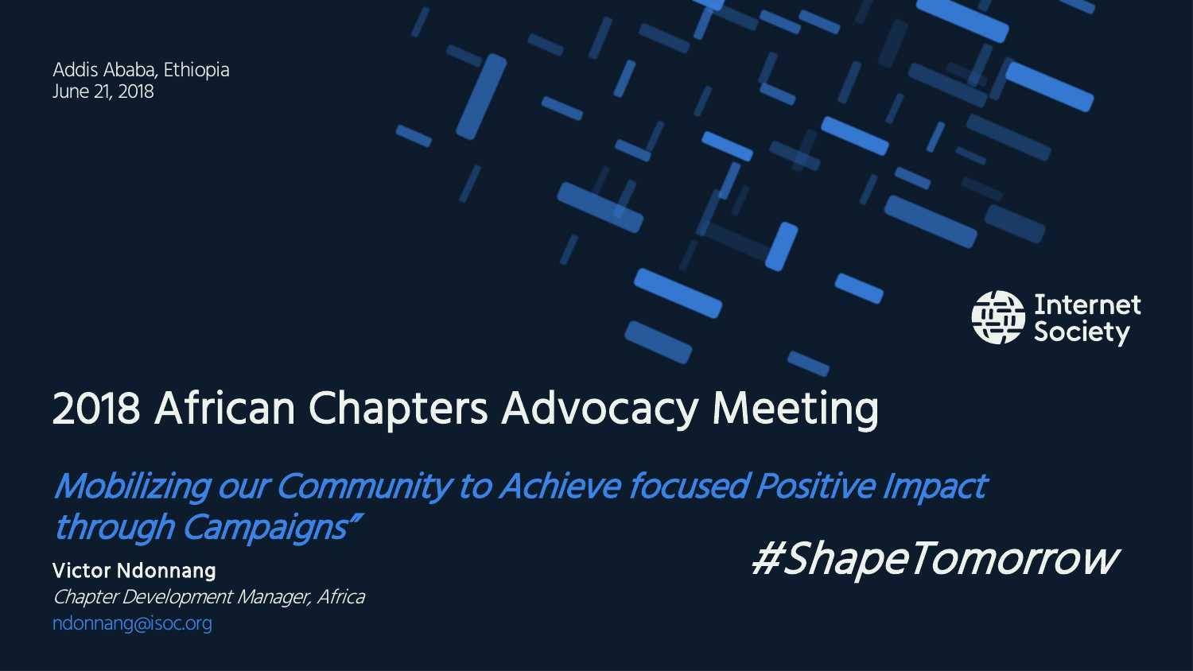Addis Ababa, Ethiopia
June 21, 2018

Internet Society

# 2018 African Chapters Advocacy Meeting

*Mobilizing our Community to Achieve focused Positive Impact through Campaigns"*

**Victor Ndonnang**
*Chapter Development Manager, Africa*
ndonnang@isoc.org

*#ShapeTomorrow*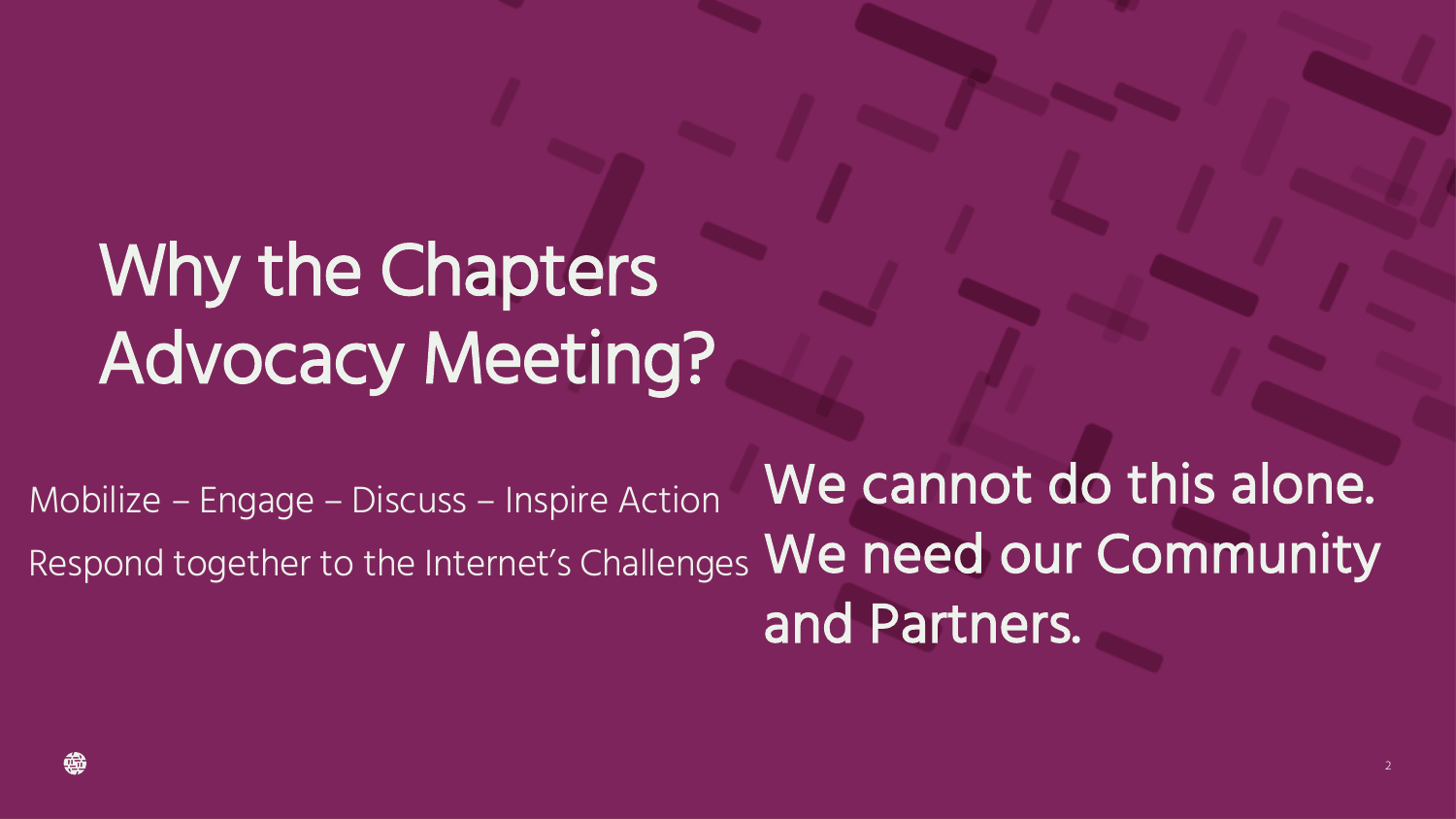# Why the Chapters Advocacy Meeting?

Mobilize – Engage – Discuss – Inspire Action

Respond together to the Internet's Challenges

**We cannot do this alone. We need our Community and Partners.**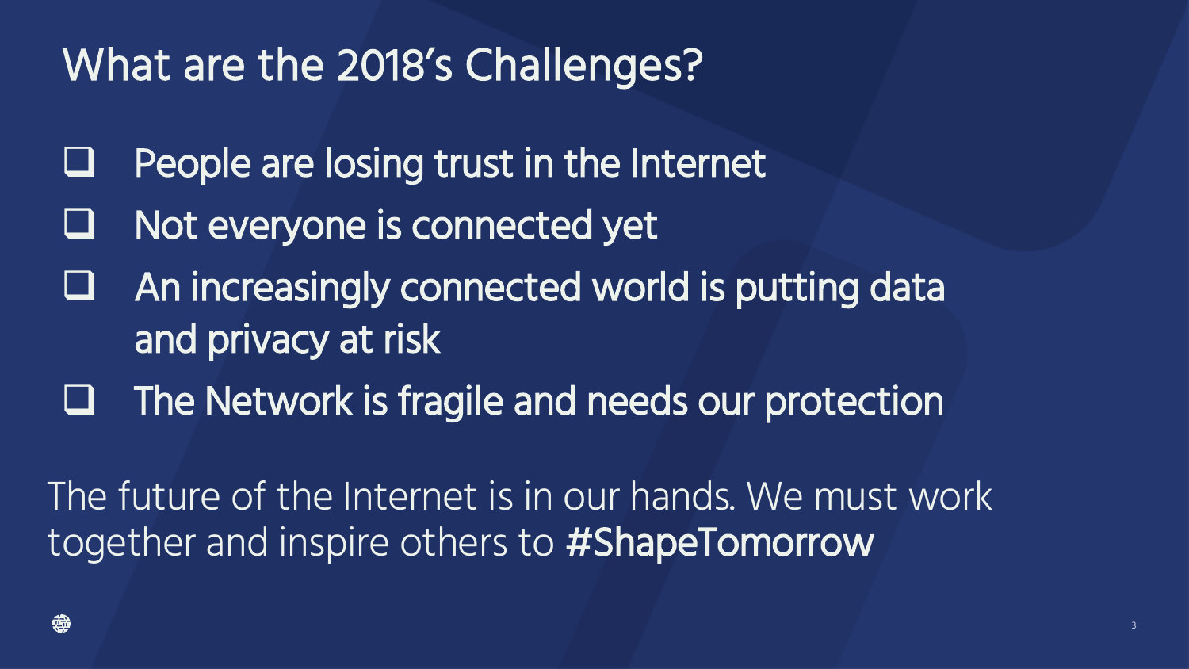# What are the 2018's Challenges?

- [ ] People are losing trust in the Internet
- [ ] Not everyone is connected yet
- [ ] An increasingly connected world is putting data and privacy at risk
- [ ] The Network is fragile and needs our protection

The future of the Internet is in our hands. We must work together and inspire others to **#ShapeTomorrow**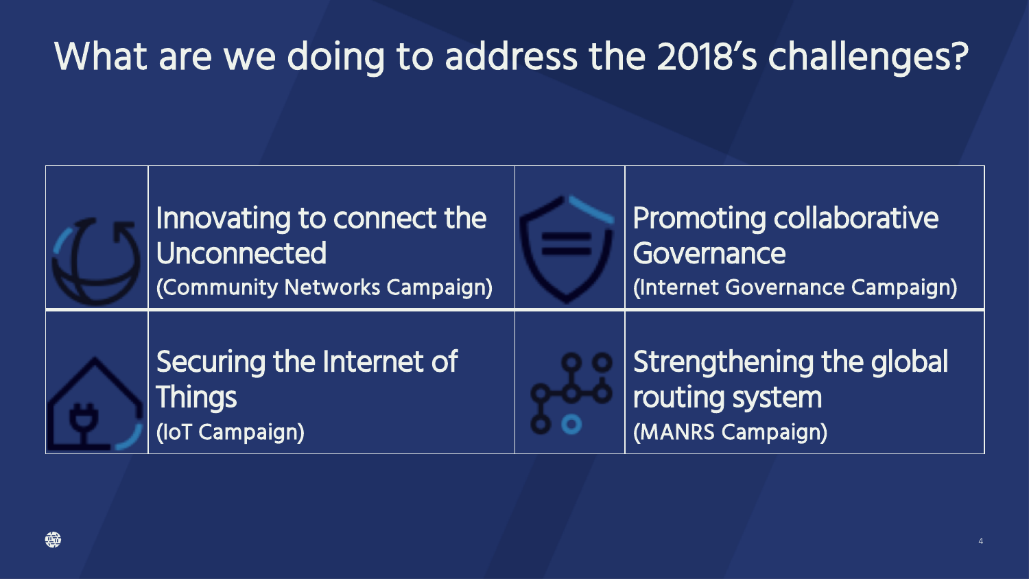# What are we doing to address the 2018's challenges?

| | | | |
|---|---|---|---|
| | Innovating to connect the Unconnected (Community Networks Campaign) | | Promoting collaborative Governance (Internet Governance Campaign) |
| | Securing the Internet of Things (IoT Campaign) | | Strengthening the global routing system (MANRS Campaign) |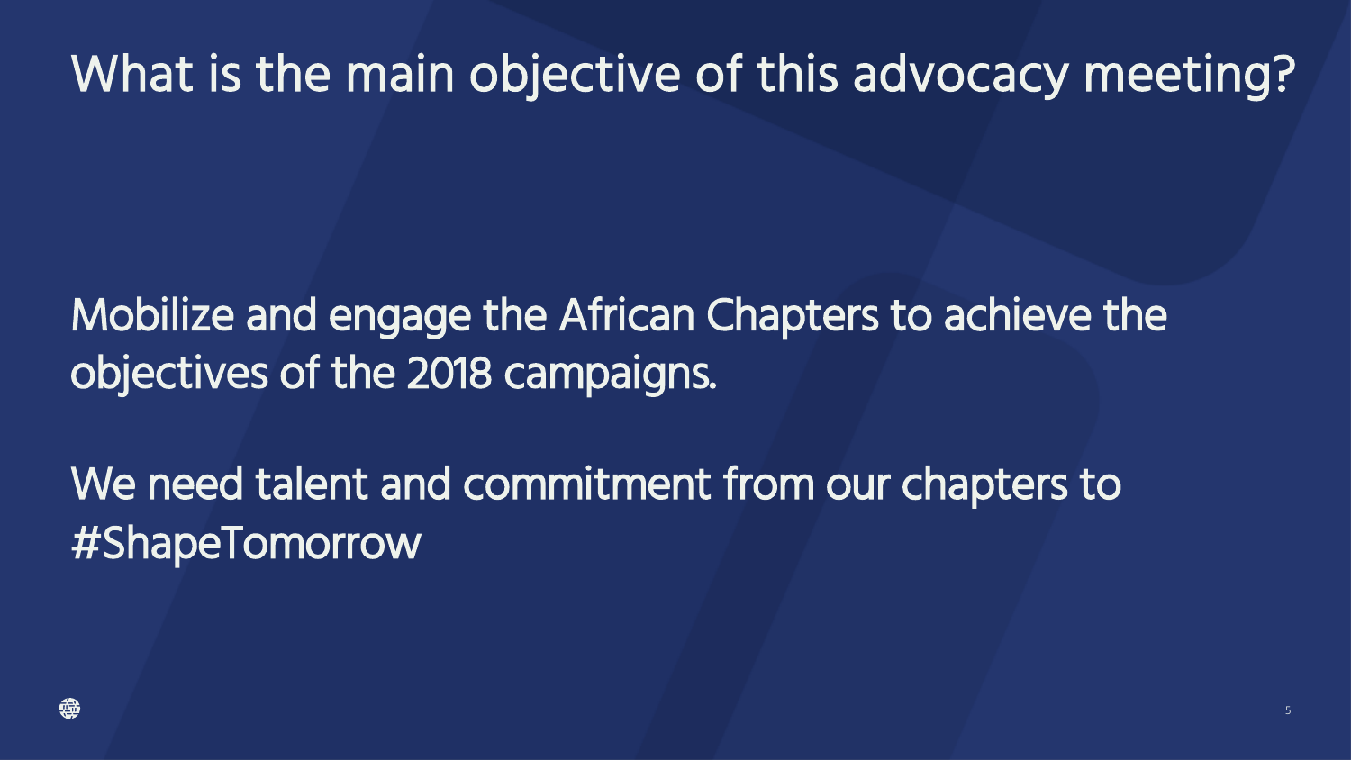# What is the main objective of this advocacy meeting?

Mobilize and engage the African Chapters to achieve the objectives of the 2018 campaigns.

We need talent and commitment from our chapters to #ShapeTomorrow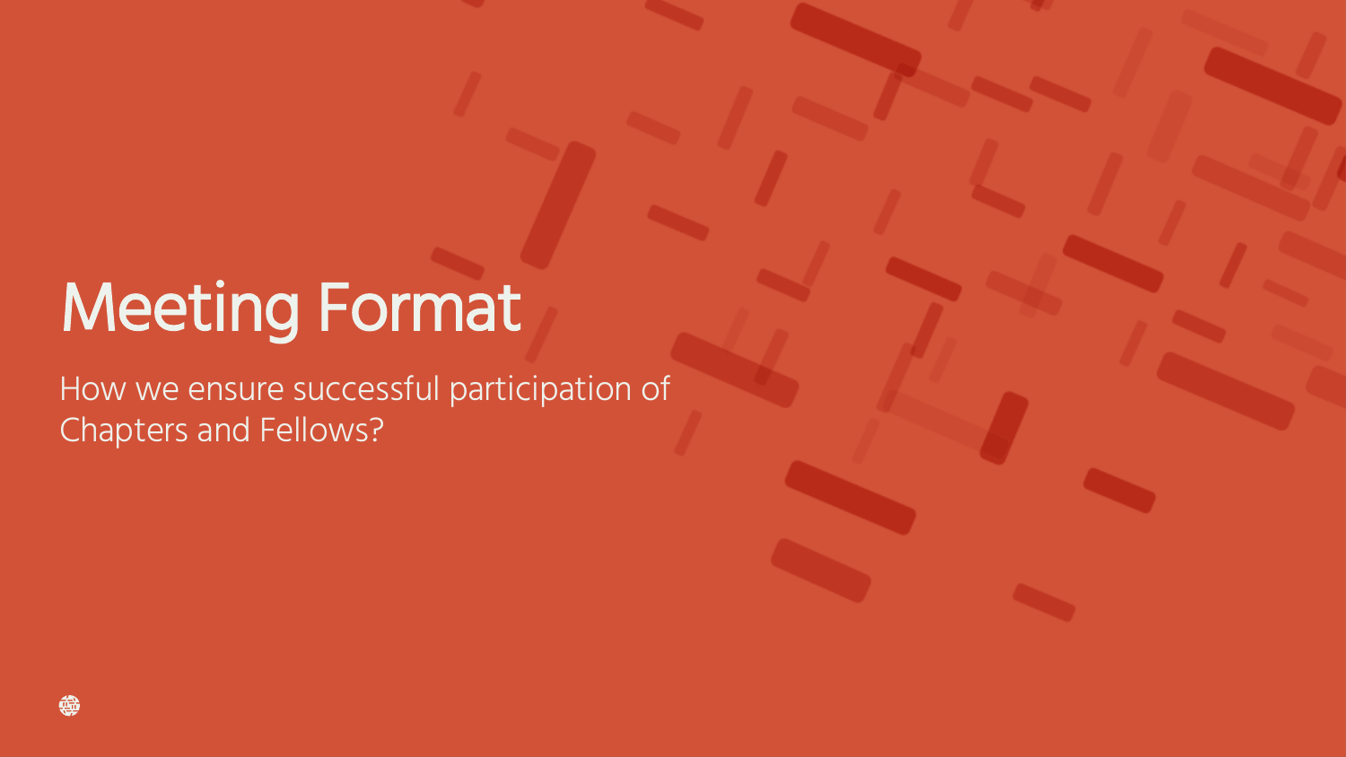# Meeting Format

How we ensure successful participation of Chapters and Fellows?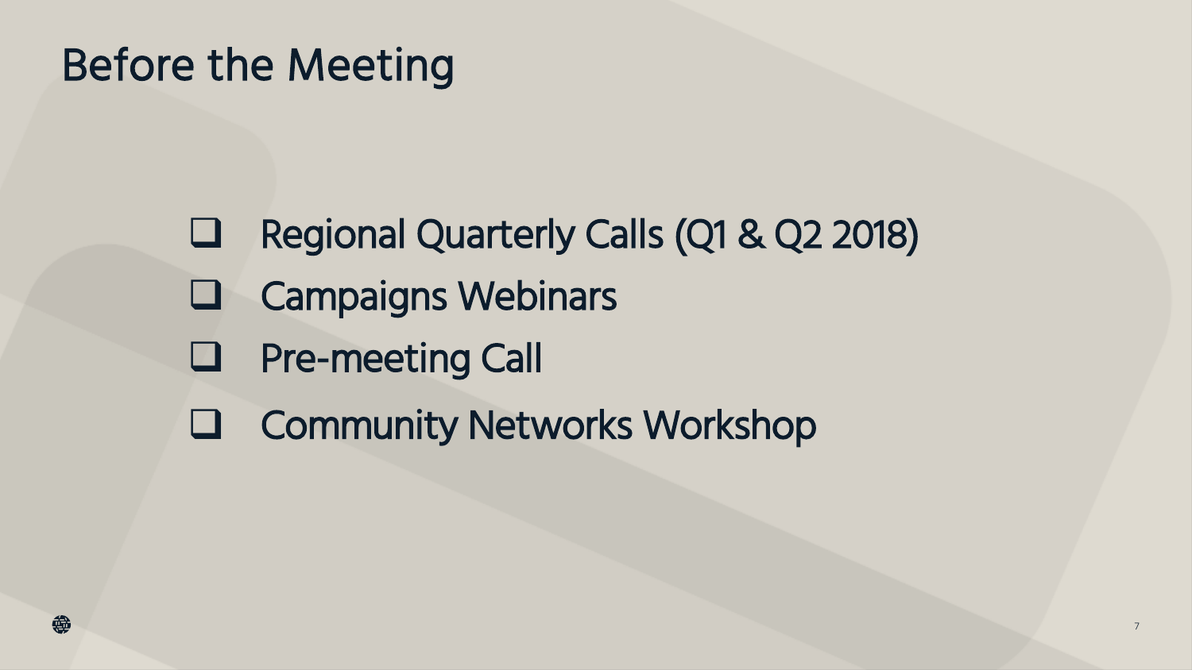# Before the Meeting

- [ ] Regional Quarterly Calls (Q1 & Q2 2018)
- [ ] Campaigns Webinars
- [ ] Pre-meeting Call
- [ ] Community Networks Workshop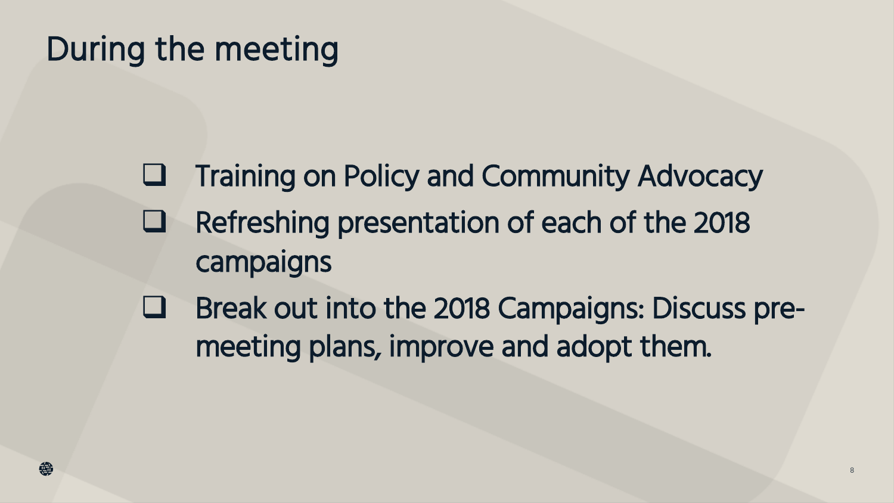# During the meeting

- [ ] Training on Policy and Community Advocacy
- [ ] Refreshing presentation of each of the 2018 campaigns
- [ ] Break out into the 2018 Campaigns: Discuss pre-meeting plans, improve and adopt them.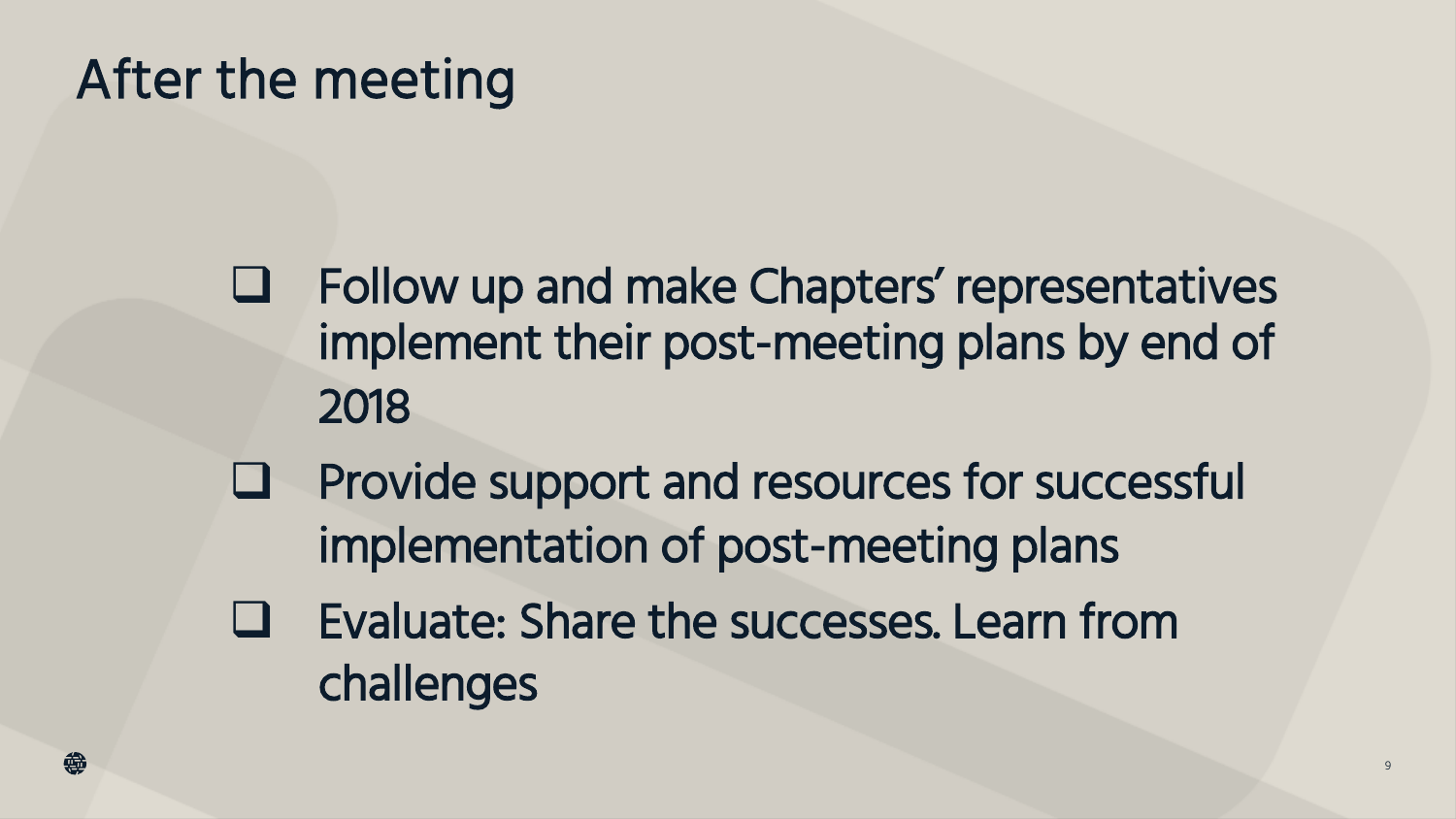# After the meeting

- [ ] Follow up and make Chapters' representatives implement their post-meeting plans by end of 2018
- [ ] Provide support and resources for successful implementation of post-meeting plans
- [ ] Evaluate: Share the successes. Learn from challenges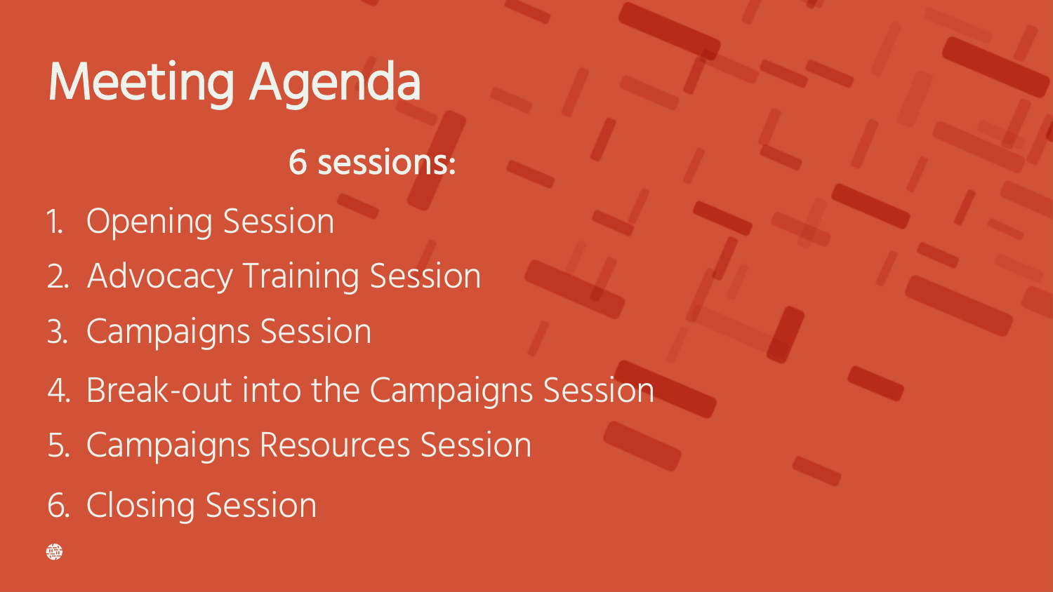# Meeting Agenda

**6 sessions:**

1. Opening Session
2. Advocacy Training Session
3. Campaigns Session
4. Break-out into the Campaigns Session
5. Campaigns Resources Session
6. Closing Session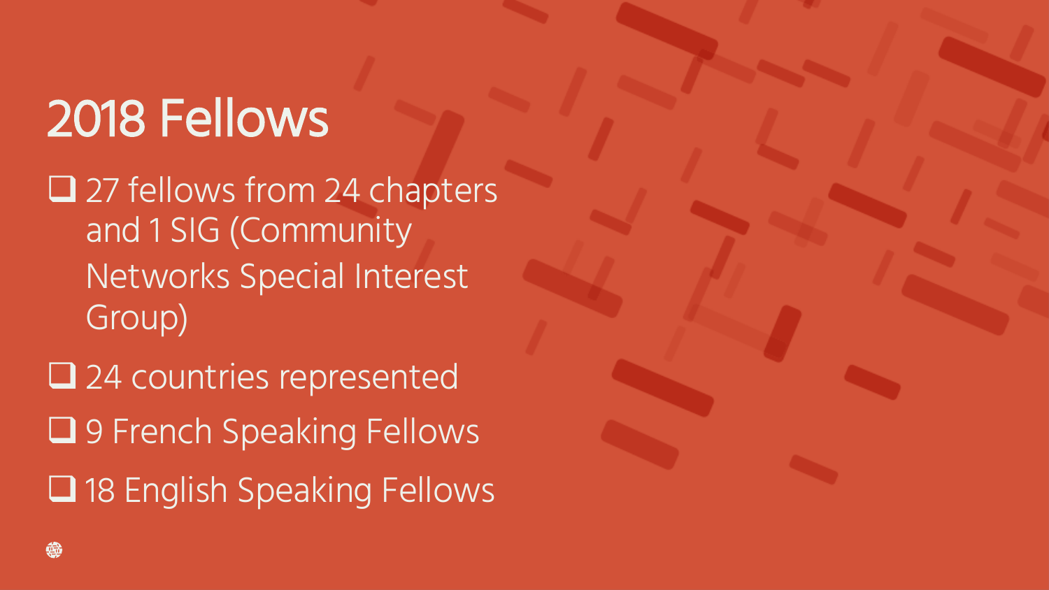# 2018 Fellows

- 27 fellows from 24 chapters and 1 SIG (Community Networks Special Interest Group)
- 24 countries represented
- 9 French Speaking Fellows
- 18 English Speaking Fellows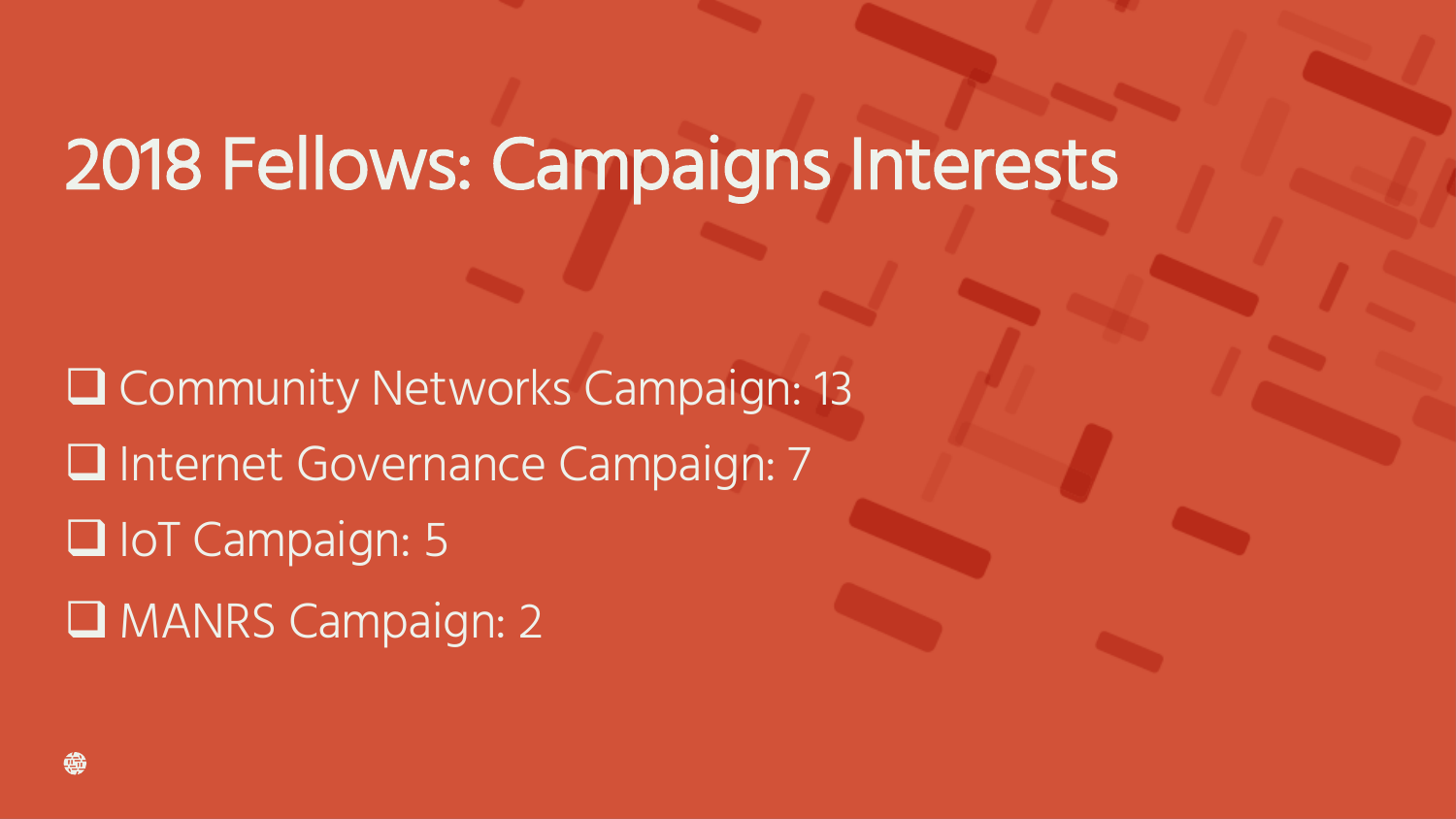# 2018 Fellows: Campaigns Interests

- Community Networks Campaign: 13
- Internet Governance Campaign: 7
- IoT Campaign: 5
- MANRS Campaign: 2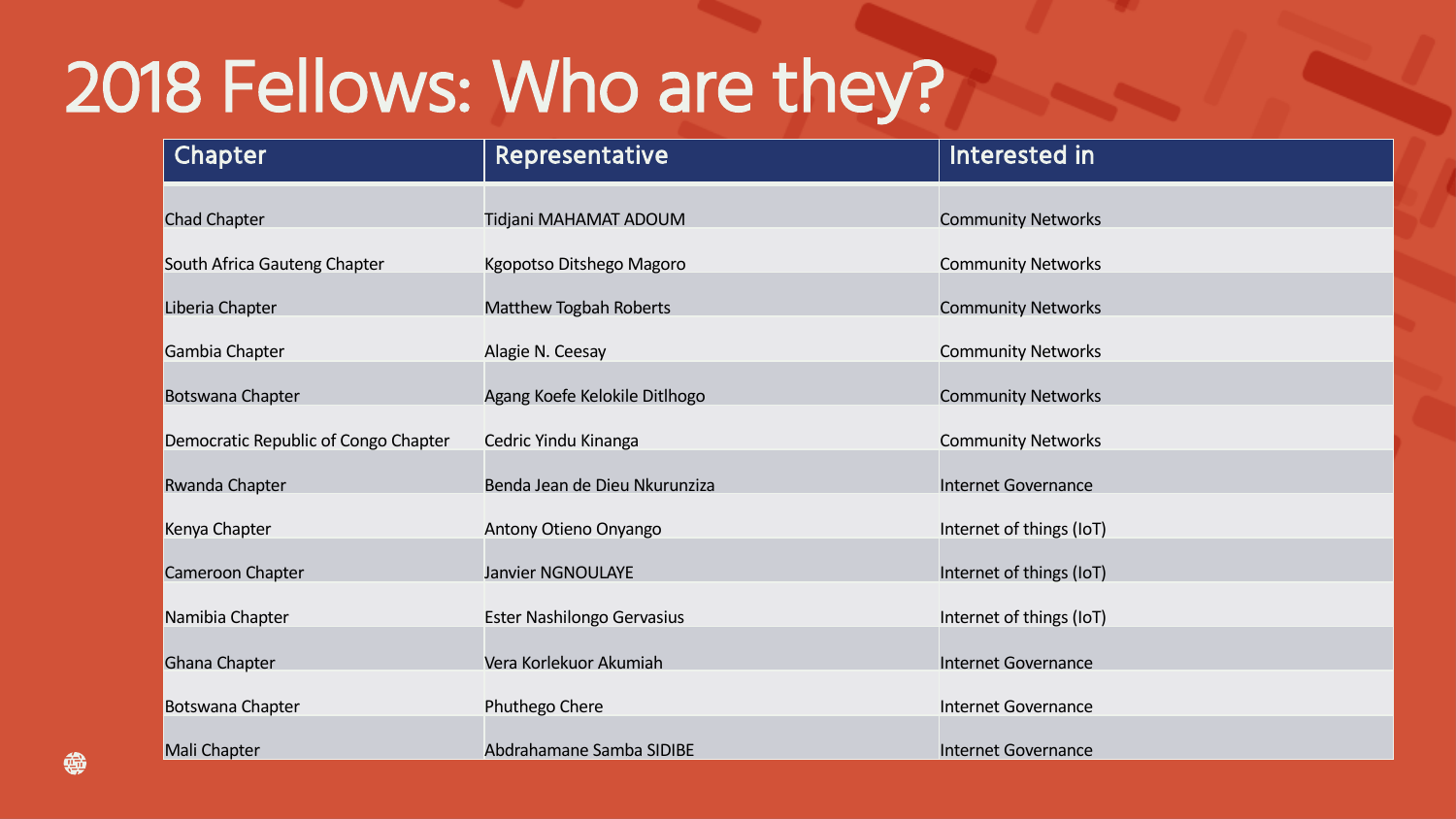# 2018 Fellows: Who are they?

| Chapter | Representative | Interested in |
| --- | --- | --- |
| Chad Chapter | Tidjani MAHAMAT ADOUM | Community Networks |
| South Africa Gauteng Chapter | Kgopotso Ditshego Magoro | Community Networks |
| Liberia Chapter | Matthew Togbah Roberts | Community Networks |
| Gambia Chapter | Alagie N. Ceesay | Community Networks |
| Botswana Chapter | Agang Koefe Kelokile Ditlhogo | Community Networks |
| Democratic Republic of Congo Chapter | Cedric Yindu Kinanga | Community Networks |
| Rwanda Chapter | Benda Jean de Dieu Nkurunziza | Internet Governance |
| Kenya Chapter | Antony Otieno Onyango | Internet of things (IoT) |
| Cameroon Chapter | Janvier NGNOULAYE | Internet of things (IoT) |
| Namibia Chapter | Ester Nashilongo Gervasius | Internet of things (IoT) |
| Ghana Chapter | Vera Korlekuor Akumiah | Internet Governance |
| Botswana Chapter | Phuthego Chere | Internet Governance |
| Mali Chapter | Abdrahamane Samba SIDIBE | Internet Governance |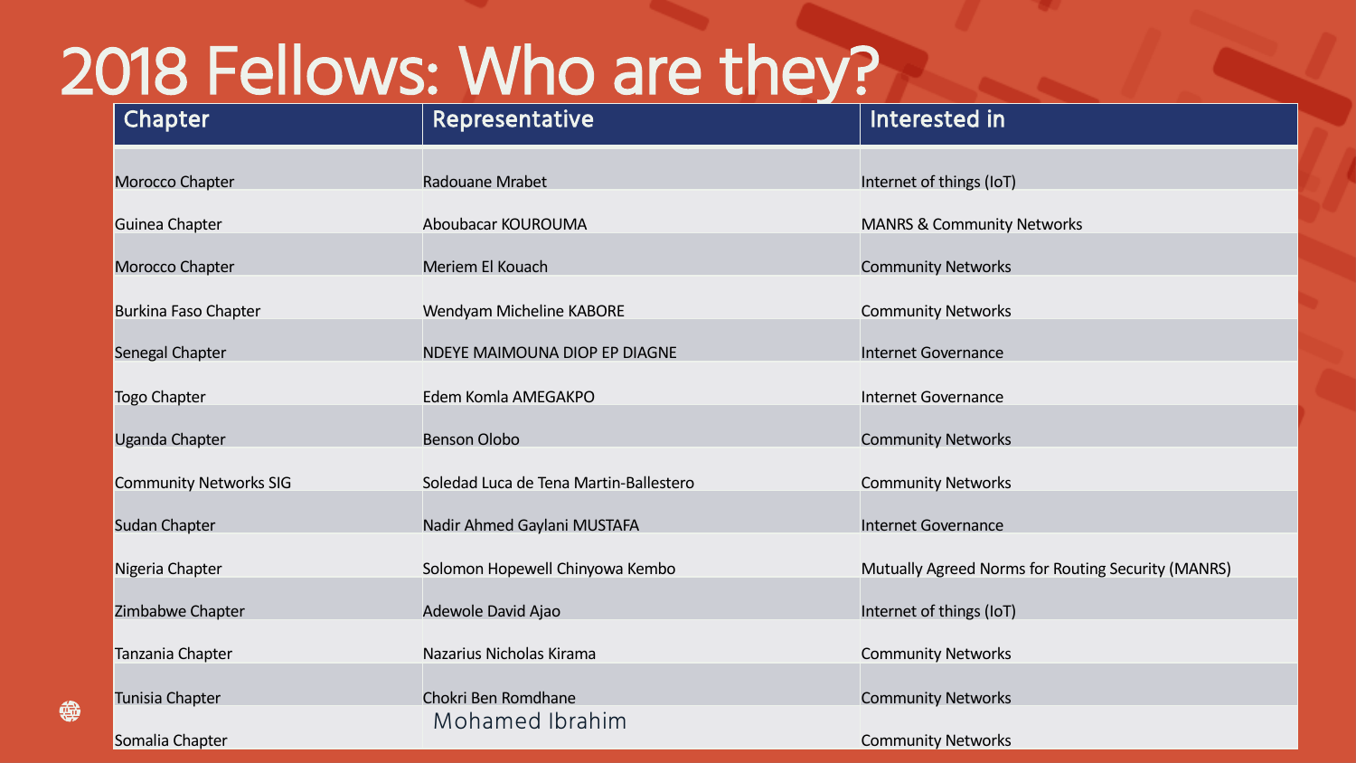# 2018 Fellows: Who are they?

| Chapter | Representative | Interested in |
| --- | --- | --- |
| Morocco Chapter | Radouane Mrabet | Internet of things (IoT) |
| Guinea Chapter | Aboubacar KOUROUMA | MANRS & Community Networks |
| Morocco Chapter | Meriem El Kouach | Community Networks |
| Burkina Faso Chapter | Wendyam Micheline KABORE | Community Networks |
| Senegal Chapter | NDEYE MAIMOUNA DIOP EP DIAGNE | Internet Governance |
| Togo Chapter | Edem Komla AMEGAKPO | Internet Governance |
| Uganda Chapter | Benson Olobo | Community Networks |
| Community Networks SIG | Soledad Luca de Tena Martin-Ballestero | Community Networks |
| Sudan Chapter | Nadir Ahmed Gaylani MUSTAFA | Internet Governance |
| Nigeria Chapter | Solomon Hopewell Chinyowa Kembo | Mutually Agreed Norms for Routing Security (MANRS) |
| Zimbabwe Chapter | Adewole David Ajao | Internet of things (IoT) |
| Tanzania Chapter | Nazarius Nicholas Kirama | Community Networks |
| Tunisia Chapter | Chokri Ben Romdhane | Community Networks |
| Somalia Chapter | Mohamed Ibrahim | Community Networks |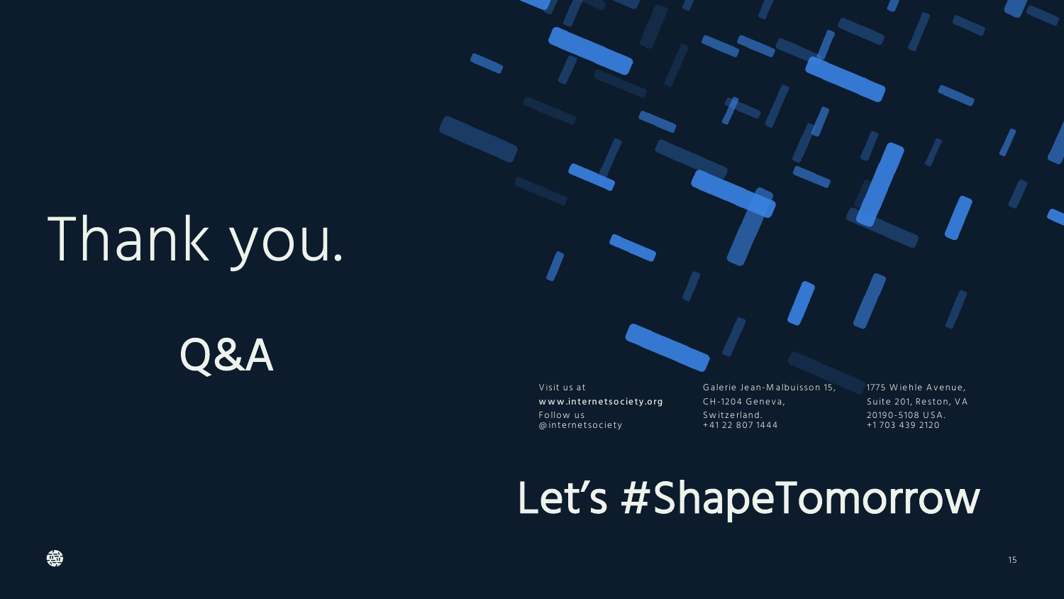# Thank you.

## Q&A

Visit us at
**www.internetsociety.org**
Follow us
@internetsociety

Galerie Jean-Malbuisson 15,
CH-1204 Geneva,
Switzerland.
+41 22 807 1444

1775 Wiehle Avenue,
Suite 201, Reston, VA
20190-5108 USA.
+1 703 439 2120

## Let's #ShapeTomorrow